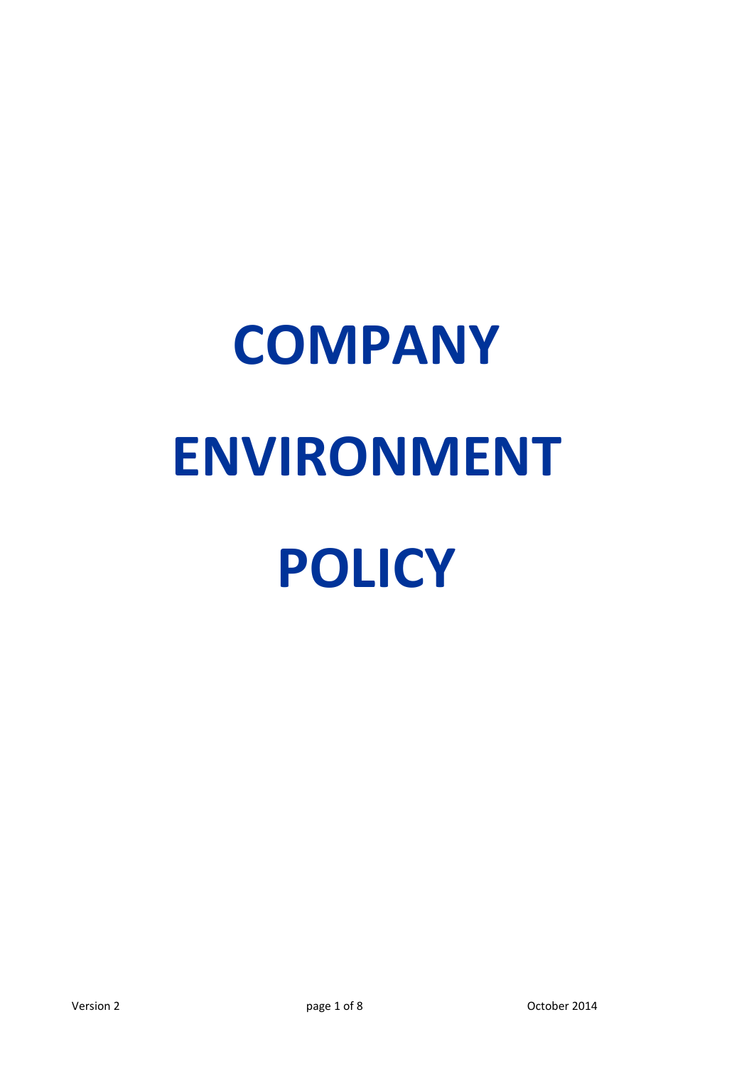# COMPANY ENVIRONMENT POLICY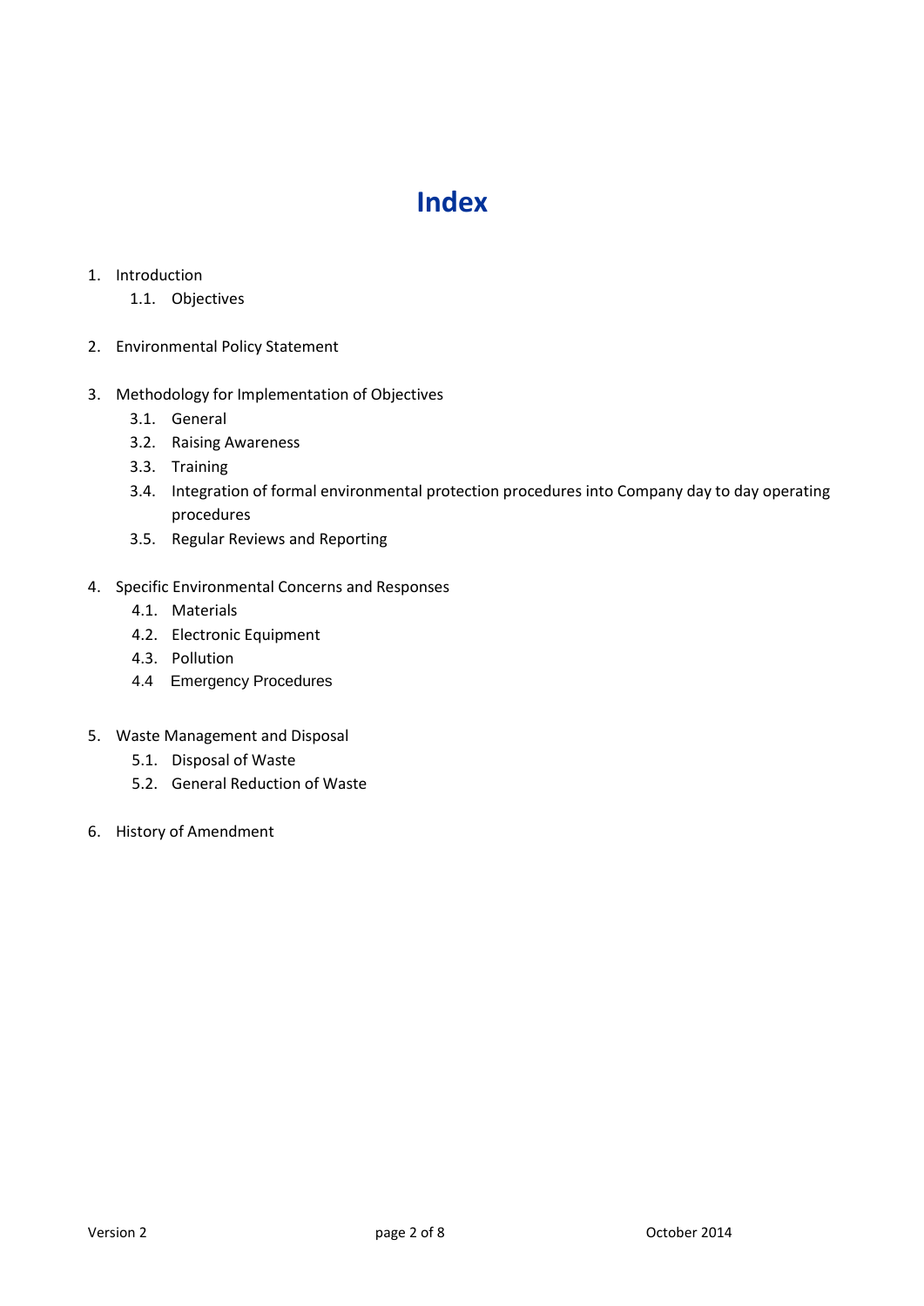# Index

1. Introduction
    1.1. Objectives

2. Environmental Policy Statement

3. Methodology for Implementation of Objectives
    3.1. General
    3.2. Raising Awareness
    3.3. Training
    3.4. Integration of formal environmental protection procedures into Company day to day operating procedures
    3.5. Regular Reviews and Reporting

4. Specific Environmental Concerns and Responses
    4.1. Materials
    4.2. Electronic Equipment
    4.3. Pollution
    4.4 Emergency Procedures

5. Waste Management and Disposal
    5.1. Disposal of Waste
    5.2. General Reduction of Waste

6. History of Amendment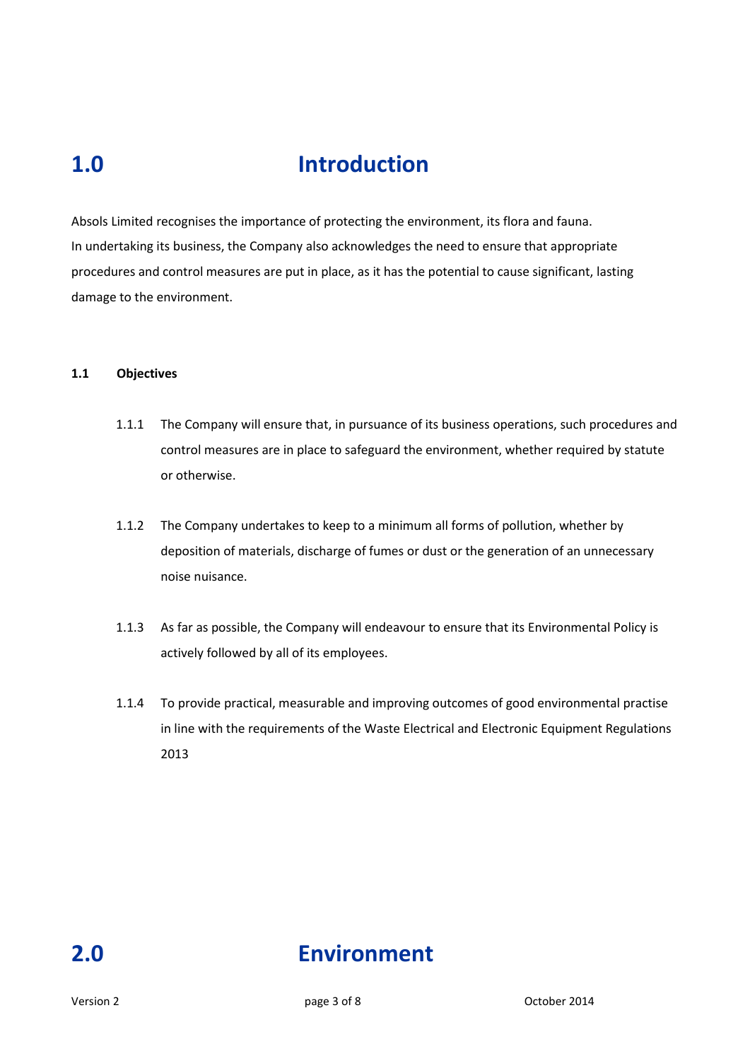# 1.0 Introduction

Absols Limited recognises the importance of protecting the environment, its flora and fauna. In undertaking its business, the Company also acknowledges the need to ensure that appropriate procedures and control measures are put in place, as it has the potential to cause significant, lasting damage to the environment.

### 1.1 Objectives

1.1.1 The Company will ensure that, in pursuance of its business operations, such procedures and control measures are in place to safeguard the environment, whether required by statute or otherwise.

1.1.2 The Company undertakes to keep to a minimum all forms of pollution, whether by deposition of materials, discharge of fumes or dust or the generation of an unnecessary noise nuisance.

1.1.3 As far as possible, the Company will endeavour to ensure that its Environmental Policy is actively followed by all of its employees.

1.1.4 To provide practical, measurable and improving outcomes of good environmental practise in line with the requirements of the Waste Electrical and Electronic Equipment Regulations 2013

# 2.0 Environment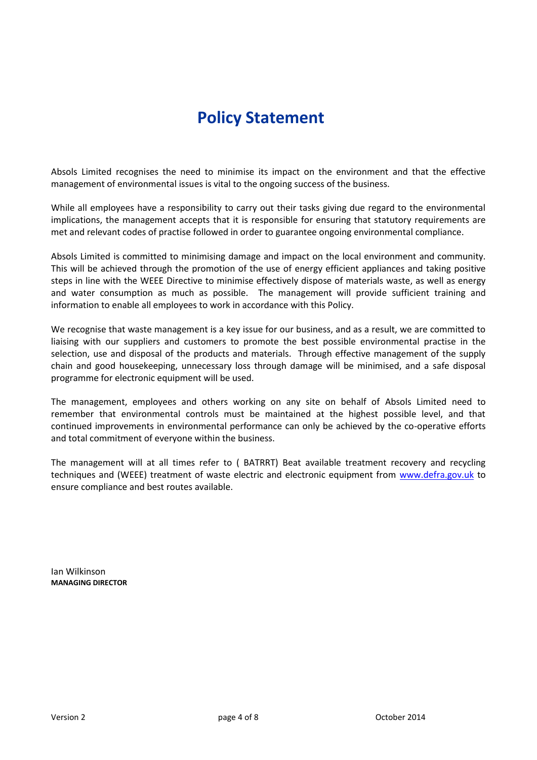# Policy Statement

Absols Limited recognises the need to minimise its impact on the environment and that the effective management of environmental issues is vital to the ongoing success of the business.

While all employees have a responsibility to carry out their tasks giving due regard to the environmental implications, the management accepts that it is responsible for ensuring that statutory requirements are met and relevant codes of practise followed in order to guarantee ongoing environmental compliance.

Absols Limited is committed to minimising damage and impact on the local environment and community. This will be achieved through the promotion of the use of energy efficient appliances and taking positive steps in line with the WEEE Directive to minimise effectively dispose of materials waste, as well as energy and water consumption as much as possible. The management will provide sufficient training and information to enable all employees to work in accordance with this Policy.

We recognise that waste management is a key issue for our business, and as a result, we are committed to liaising with our suppliers and customers to promote the best possible environmental practise in the selection, use and disposal of the products and materials. Through effective management of the supply chain and good housekeeping, unnecessary loss through damage will be minimised, and a safe disposal programme for electronic equipment will be used.

The management, employees and others working on any site on behalf of Absols Limited need to remember that environmental controls must be maintained at the highest possible level, and that continued improvements in environmental performance can only be achieved by the co-operative efforts and total commitment of everyone within the business.

The management will at all times refer to ( BATRRT) Beat available treatment recovery and recycling techniques and (WEEE) treatment of waste electric and electronic equipment from [www.defra.gov.uk](http://www.defra.gov.uk) to ensure compliance and best routes available.

Ian Wilkinson
**MANAGING DIRECTOR**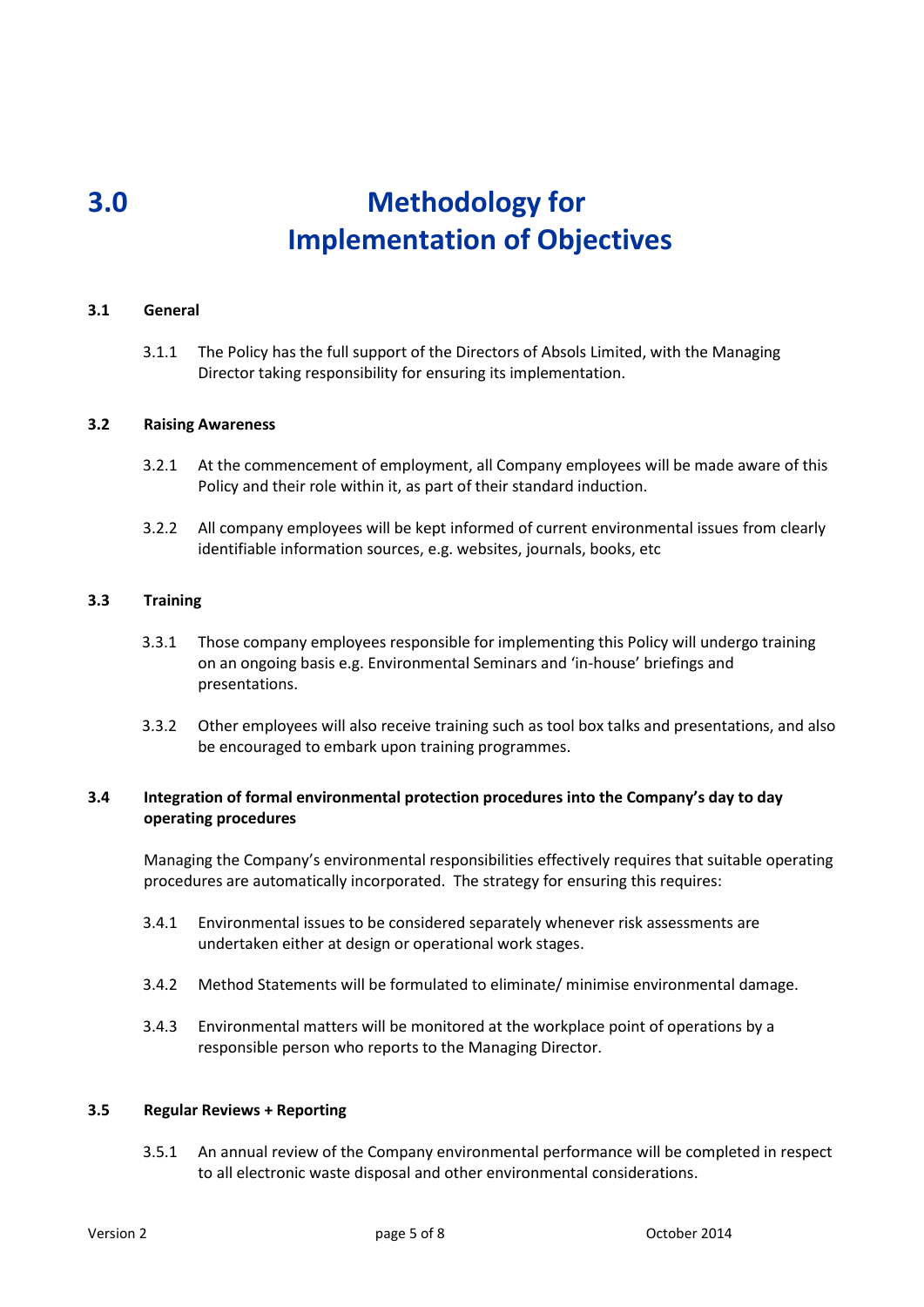# 3.0 Methodology for Implementation of Objectives

### 3.1 General

3.1.1 The Policy has the full support of the Directors of Absols Limited, with the Managing Director taking responsibility for ensuring its implementation.

### 3.2 Raising Awareness

3.2.1 At the commencement of employment, all Company employees will be made aware of this Policy and their role within it, as part of their standard induction.

3.2.2 All company employees will be kept informed of current environmental issues from clearly identifiable information sources, e.g. websites, journals, books, etc

### 3.3 Training

3.3.1 Those company employees responsible for implementing this Policy will undergo training on an ongoing basis e.g. Environmental Seminars and 'in-house' briefings and presentations.

3.3.2 Other employees will also receive training such as tool box talks and presentations, and also be encouraged to embark upon training programmes.

### 3.4 Integration of formal environmental protection procedures into the Company's day to day operating procedures

Managing the Company's environmental responsibilities effectively requires that suitable operating procedures are automatically incorporated. The strategy for ensuring this requires:

3.4.1 Environmental issues to be considered separately whenever risk assessments are undertaken either at design or operational work stages.

3.4.2 Method Statements will be formulated to eliminate/ minimise environmental damage.

3.4.3 Environmental matters will be monitored at the workplace point of operations by a responsible person who reports to the Managing Director.

### 3.5 Regular Reviews + Reporting

3.5.1 An annual review of the Company environmental performance will be completed in respect to all electronic waste disposal and other environmental considerations.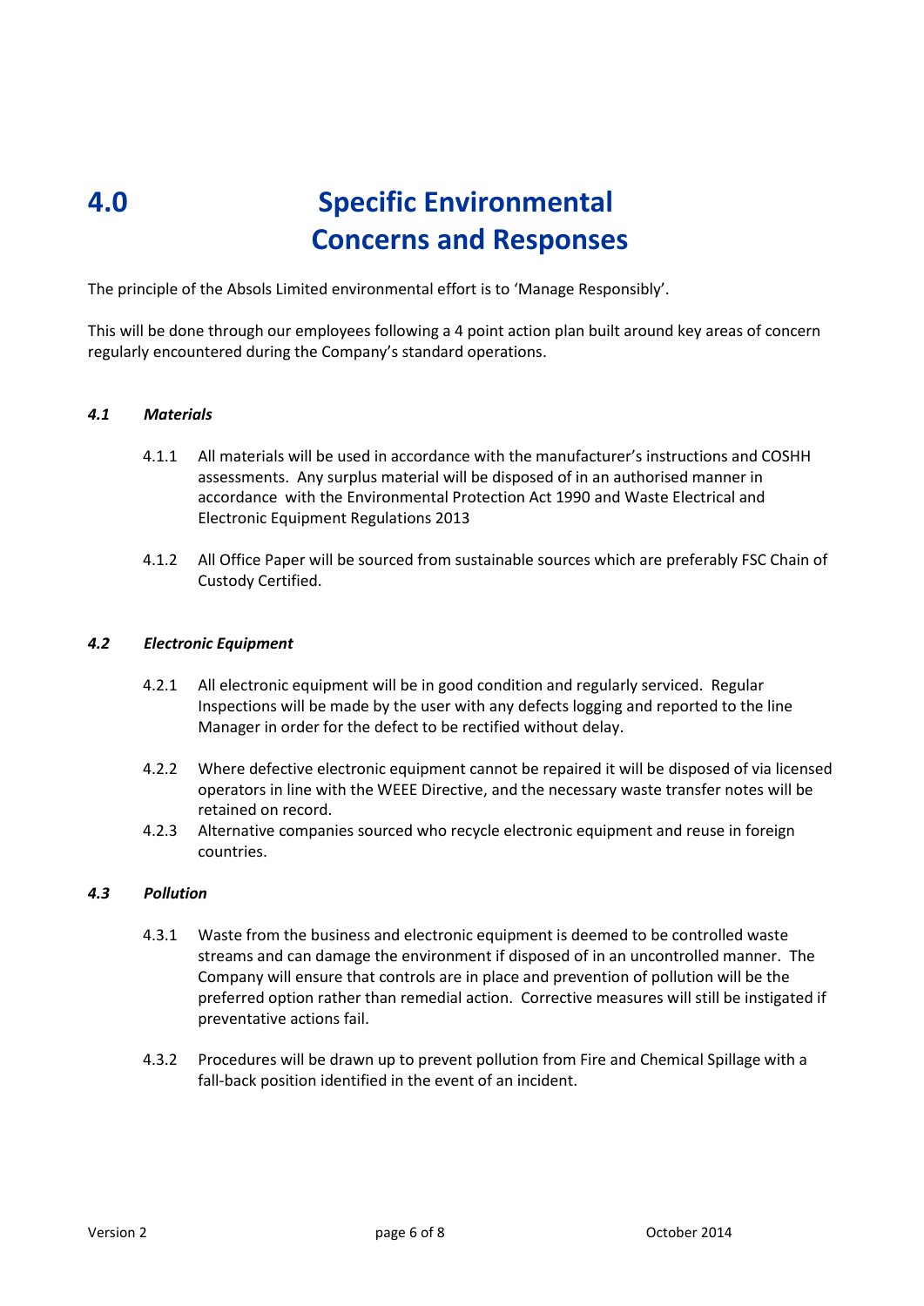# 4.0 Specific Environmental Concerns and Responses

The principle of the Absols Limited environmental effort is to 'Manage Responsibly'.

This will be done through our employees following a 4 point action plan built around key areas of concern regularly encountered during the Company's standard operations.

### *4.1 Materials*

4.1.1 All materials will be used in accordance with the manufacturer's instructions and COSHH assessments. Any surplus material will be disposed of in an authorised manner in accordance with the Environmental Protection Act 1990 and Waste Electrical and Electronic Equipment Regulations 2013

4.1.2 All Office Paper will be sourced from sustainable sources which are preferably FSC Chain of Custody Certified.

### *4.2 Electronic Equipment*

4.2.1 All electronic equipment will be in good condition and regularly serviced. Regular Inspections will be made by the user with any defects logging and reported to the line Manager in order for the defect to be rectified without delay.

4.2.2 Where defective electronic equipment cannot be repaired it will be disposed of via licensed operators in line with the WEEE Directive, and the necessary waste transfer notes will be retained on record.

4.2.3 Alternative companies sourced who recycle electronic equipment and reuse in foreign countries.

### *4.3 Pollution*

4.3.1 Waste from the business and electronic equipment is deemed to be controlled waste streams and can damage the environment if disposed of in an uncontrolled manner. The Company will ensure that controls are in place and prevention of pollution will be the preferred option rather than remedial action. Corrective measures will still be instigated if preventative actions fail.

4.3.2 Procedures will be drawn up to prevent pollution from Fire and Chemical Spillage with a fall-back position identified in the event of an incident.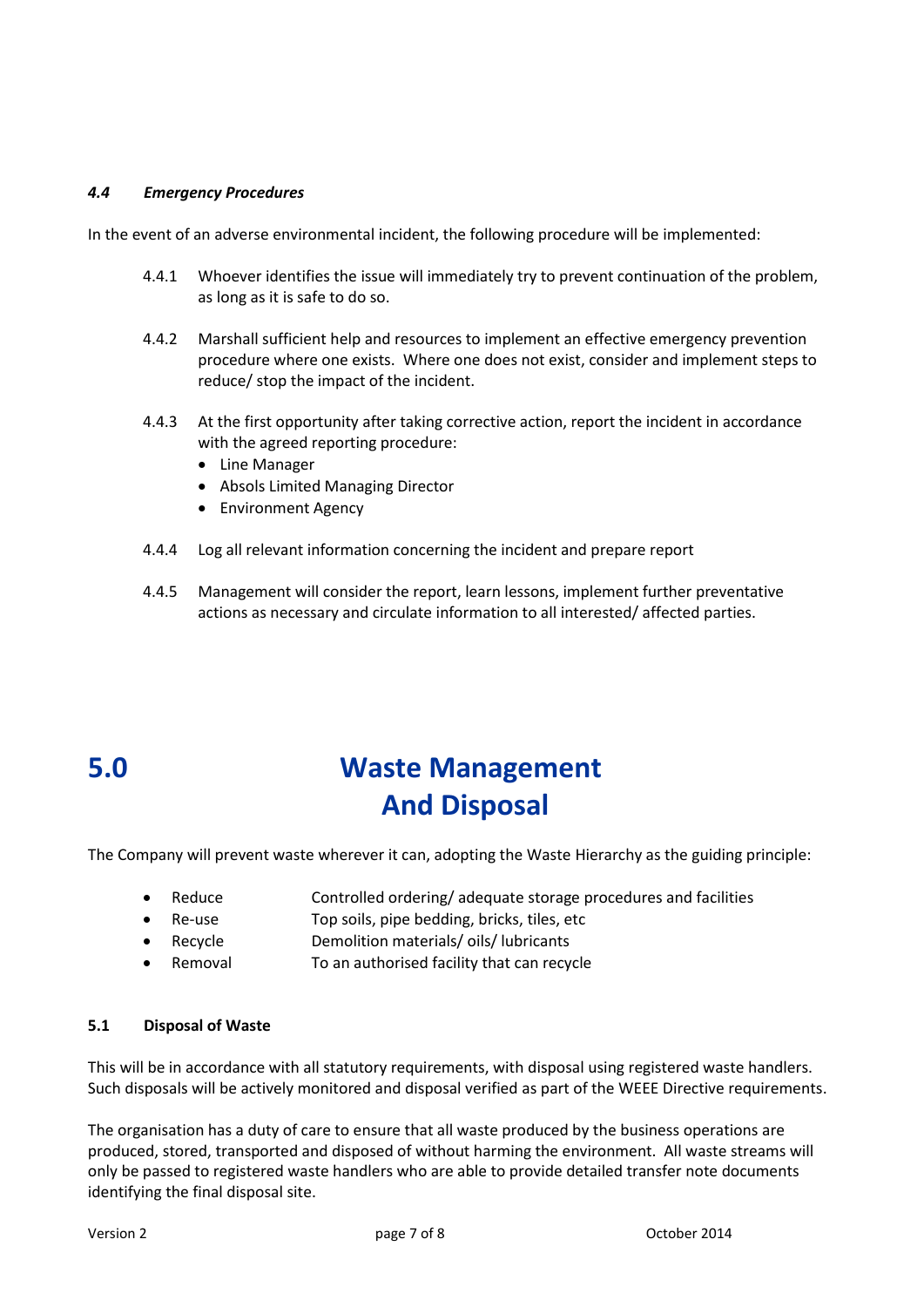### *4.4 Emergency Procedures*

In the event of an adverse environmental incident, the following procedure will be implemented:

4.4.1 Whoever identifies the issue will immediately try to prevent continuation of the problem, as long as it is safe to do so.

4.4.2 Marshall sufficient help and resources to implement an effective emergency prevention procedure where one exists. Where one does not exist, consider and implement steps to reduce/ stop the impact of the incident.

4.4.3 At the first opportunity after taking corrective action, report the incident in accordance with the agreed reporting procedure:

- Line Manager
- Absols Limited Managing Director
- Environment Agency

4.4.4 Log all relevant information concerning the incident and prepare report

4.4.5 Management will consider the report, learn lessons, implement further preventative actions as necessary and circulate information to all interested/ affected parties.

# 5.0 Waste Management And Disposal

The Company will prevent waste wherever it can, adopting the Waste Hierarchy as the guiding principle:

- Reduce — Controlled ordering/ adequate storage procedures and facilities
- Re-use — Top soils, pipe bedding, bricks, tiles, etc
- Recycle — Demolition materials/ oils/ lubricants
- Removal — To an authorised facility that can recycle

### 5.1 Disposal of Waste

This will be in accordance with all statutory requirements, with disposal using registered waste handlers. Such disposals will be actively monitored and disposal verified as part of the WEEE Directive requirements.

The organisation has a duty of care to ensure that all waste produced by the business operations are produced, stored, transported and disposed of without harming the environment. All waste streams will only be passed to registered waste handlers who are able to provide detailed transfer note documents identifying the final disposal site.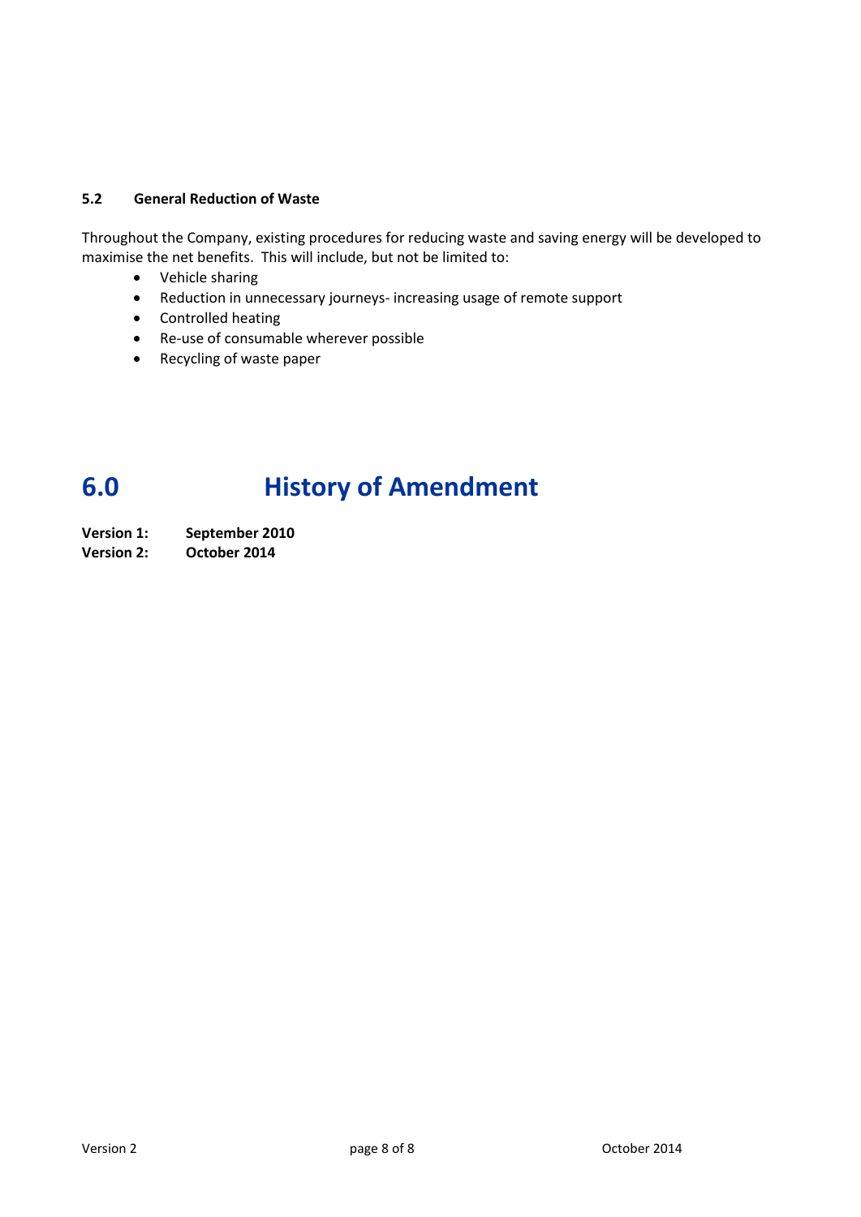### 5.2 General Reduction of Waste

Throughout the Company, existing procedures for reducing waste and saving energy will be developed to maximise the net benefits. This will include, but not be limited to:

- Vehicle sharing
- Reduction in unnecessary journeys- increasing usage of remote support
- Controlled heating
- Re-use of consumable wherever possible
- Recycling of waste paper

# 6.0 History of Amendment

**Version 1:** **September 2010**
**Version 2:** **October 2014**